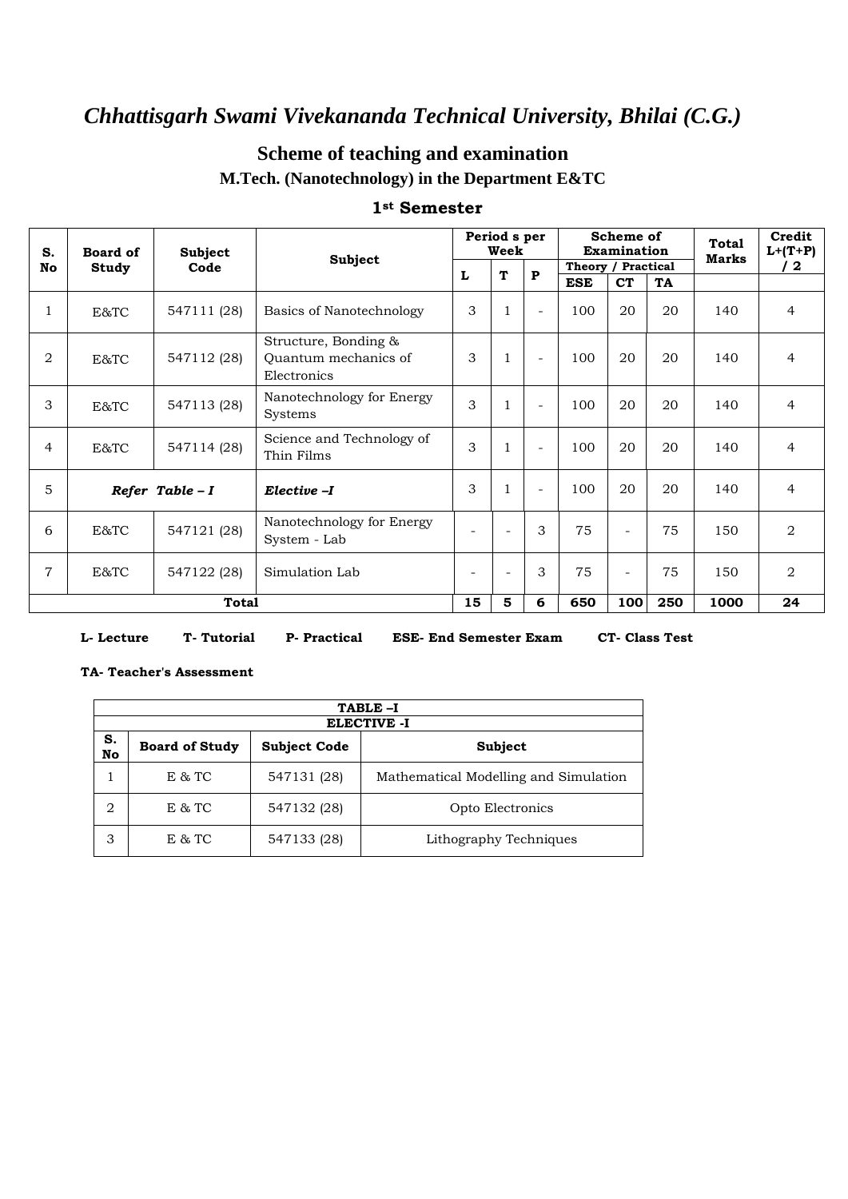# *Chhattisgarh Swami Vivekananda Technical University, Bhilai (C.G.)*

## Scheme of teaching and examination

### M.Tech. (Nanotechnology) in the Department E&TC

### 1st Semester

| S. No | Board of Study | Subject Code | Subject | Period s per Week | | | Scheme of Examination | | | Total Marks | Credit L+(T+P) / 2 |
|---|---|---|---|---|---|---|---|---|---|---|---|
| | | | | | | | Theory / Practical | | | | |
| | | | | L | T | P | ESE | CT | TA | | |
| 1 | E&TC | 547111 (28) | Basics of Nanotechnology | 3 | 1 | - | 100 | 20 | 20 | 140 | 4 |
| 2 | E&TC | 547112 (28) | Structure, Bonding & Quantum mechanics of Electronics | 3 | 1 | - | 100 | 20 | 20 | 140 | 4 |
| 3 | E&TC | 547113 (28) | Nanotechnology for Energy Systems | 3 | 1 | - | 100 | 20 | 20 | 140 | 4 |
| 4 | E&TC | 547114 (28) | Science and Technology of Thin Films | 3 | 1 | - | 100 | 20 | 20 | 140 | 4 |
| 5 | ***Refer Table – I*** | | ***Elective –I*** | 3 | 1 | - | 100 | 20 | 20 | 140 | 4 |
| 6 | E&TC | 547121 (28) | Nanotechnology for Energy System - Lab | - | - | 3 | 75 | - | 75 | 150 | 2 |
| 7 | E&TC | 547122 (28) | Simulation Lab | - | - | 3 | 75 | - | 75 | 150 | 2 |
| **Total** | | | | **15** | **5** | **6** | **650** | **100** | **250** | **1000** | **24** |

**L- Lecture** **T- Tutorial** **P- Practical** **ESE- End Semester Exam** **CT- Class Test**

**TA- Teacher's Assessment**

| **TABLE –I** | | | |
|---|---|---|---|
| **ELECTIVE -I** | | | |
| **S. No** | **Board of Study** | **Subject Code** | **Subject** |
| 1 | E & TC | 547131 (28) | Mathematical Modelling and Simulation |
| 2 | E & TC | 547132 (28) | Opto Electronics |
| 3 | E & TC | 547133 (28) | Lithography Techniques |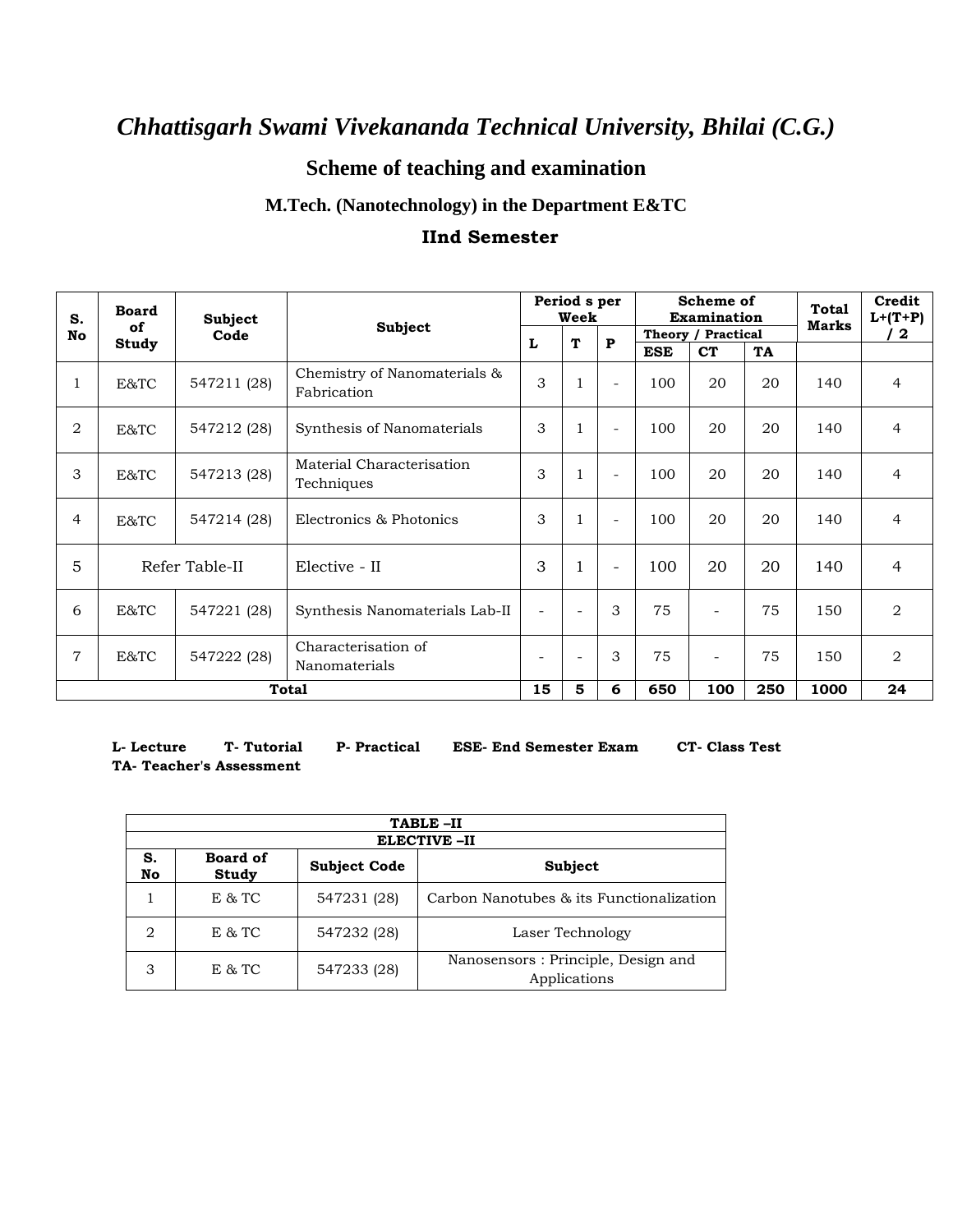# *Chhattisgarh Swami Vivekananda Technical University, Bhilai (C.G.)*

## Scheme of teaching and examination

### M.Tech. (Nanotechnology) in the Department E&TC

### IInd Semester

| S. No | Board of Study | Subject Code | Subject | Period s per Week | | | Scheme of Examination | | | Total Marks | Credit L+(T+P) / 2 |
|---|---|---|---|---|---|---|---|---|---|---|---|
| | | | | L | T | P | Theory / Practical | | | | |
| | | | | | | | ESE | CT | TA | | |
| 1 | E&TC | 547211 (28) | Chemistry of Nanomaterials & Fabrication | 3 | 1 | - | 100 | 20 | 20 | 140 | 4 |
| 2 | E&TC | 547212 (28) | Synthesis of Nanomaterials | 3 | 1 | - | 100 | 20 | 20 | 140 | 4 |
| 3 | E&TC | 547213 (28) | Material Characterisation Techniques | 3 | 1 | - | 100 | 20 | 20 | 140 | 4 |
| 4 | E&TC | 547214 (28) | Electronics & Photonics | 3 | 1 | - | 100 | 20 | 20 | 140 | 4 |
| 5 | Refer Table-II | | Elective - II | 3 | 1 | - | 100 | 20 | 20 | 140 | 4 |
| 6 | E&TC | 547221 (28) | Synthesis Nanomaterials Lab-II | - | - | 3 | 75 | - | 75 | 150 | 2 |
| 7 | E&TC | 547222 (28) | Characterisation of Nanomaterials | - | - | 3 | 75 | - | 75 | 150 | 2 |
| **Total** | | | | **15** | **5** | **6** | **650** | **100** | **250** | **1000** | **24** |

**L- Lecture** **T- Tutorial** **P- Practical** **ESE- End Semester Exam** **CT- Class Test**
**TA- Teacher's Assessment**

| **TABLE –II** | | | |
|---|---|---|---|
| **ELECTIVE –II** | | | |
| **S. No** | **Board of Study** | **Subject Code** | **Subject** |
| 1 | E & TC | 547231 (28) | Carbon Nanotubes & its Functionalization |
| 2 | E & TC | 547232 (28) | Laser Technology |
| 3 | E & TC | 547233 (28) | Nanosensors : Principle, Design and Applications |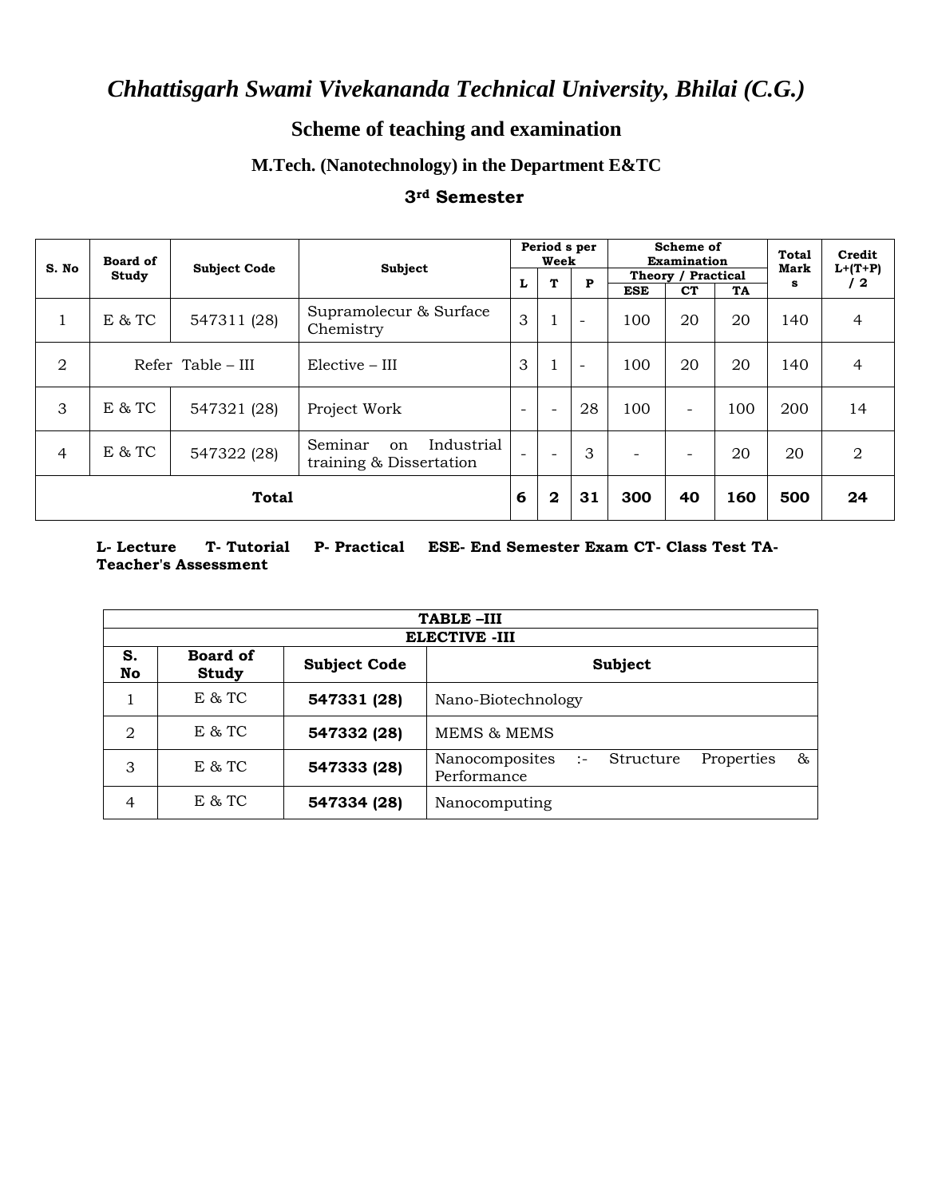# *Chhattisgarh Swami Vivekananda Technical University, Bhilai (C.G.)*

## Scheme of teaching and examination

### M.Tech. (Nanotechnology) in the Department E&TC

### 3rd Semester

| S. No | Board of Study | Subject Code | Subject | Period s per Week | | | Scheme of Examination | | | Total Marks | Credit L+(T+P) / 2 |
|---|---|---|---|---|---|---|---|---|---|---|---|
| | | | | | | | Theory / Practical | | | | |
| | | | | L | T | P | ESE | CT | TA | | |
| 1 | E & TC | 547311 (28) | Supramolecur & Surface Chemistry | 3 | 1 | - | 100 | 20 | 20 | 140 | 4 |
| 2 | Refer Table – III | | Elective – III | 3 | 1 | - | 100 | 20 | 20 | 140 | 4 |
| 3 | E & TC | 547321 (28) | Project Work | - | - | 28 | 100 | - | 100 | 200 | 14 |
| 4 | E & TC | 547322 (28) | Seminar on Industrial training & Dissertation | - | - | 3 | - | - | 20 | 20 | 2 |
| **Total** | | | | **6** | **2** | **31** | **300** | **40** | **160** | **500** | **24** |

**L- Lecture T- Tutorial P- Practical ESE- End Semester Exam CT- Class Test TA- Teacher's Assessment**

| TABLE –III | | | |
|---|---|---|---|
| **ELECTIVE -III** | | | |
| **S. No** | **Board of Study** | **Subject Code** | **Subject** |
| 1 | E & TC | **547331 (28)** | Nano-Biotechnology |
| 2 | E & TC | **547332 (28)** | MEMS & MEMS |
| 3 | E & TC | **547333 (28)** | Nanocomposites :- Structure Properties & Performance |
| 4 | E & TC | **547334 (28)** | Nanocomputing |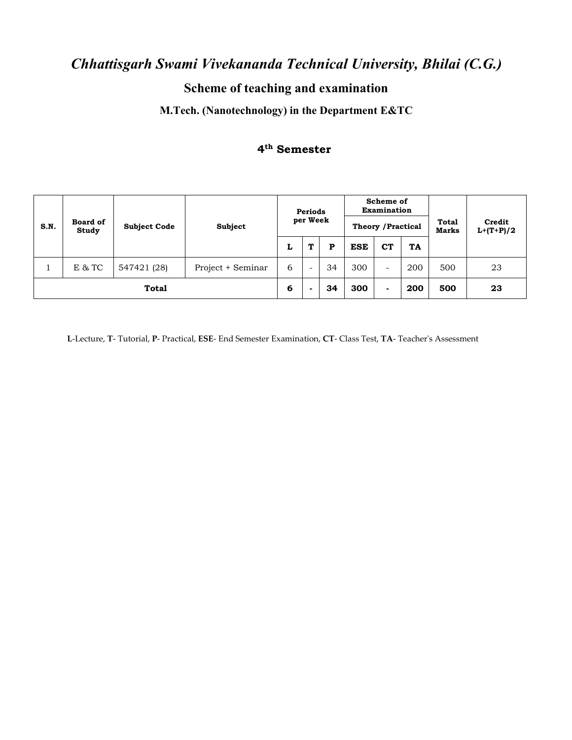# *Chhattisgarh Swami Vivekananda Technical University, Bhilai (C.G.)*

## Scheme of teaching and examination

### M.Tech. (Nanotechnology) in the Department E&TC

### 4th Semester

| S.N. | Board of Study | Subject Code | Subject | Periods per Week | | | Scheme of Examination Theory /Practical | | | Total Marks | Credit L+(T+P)/2 |
|---|---|---|---|---|---|---|---|---|---|---|---|
| | | | | L | T | P | ESE | CT | TA | | |
| 1 | E & TC | 547421 (28) | Project + Seminar | 6 | - | 34 | 300 | - | 200 | 500 | 23 |
| **Total** | | | | **6** | **-** | **34** | **300** | **-** | **200** | **500** | **23** |

**L**-Lecture, **T**- Tutorial, **P**- Practical, **ESE**- End Semester Examination, **CT**- Class Test, **TA**- Teacher's Assessment